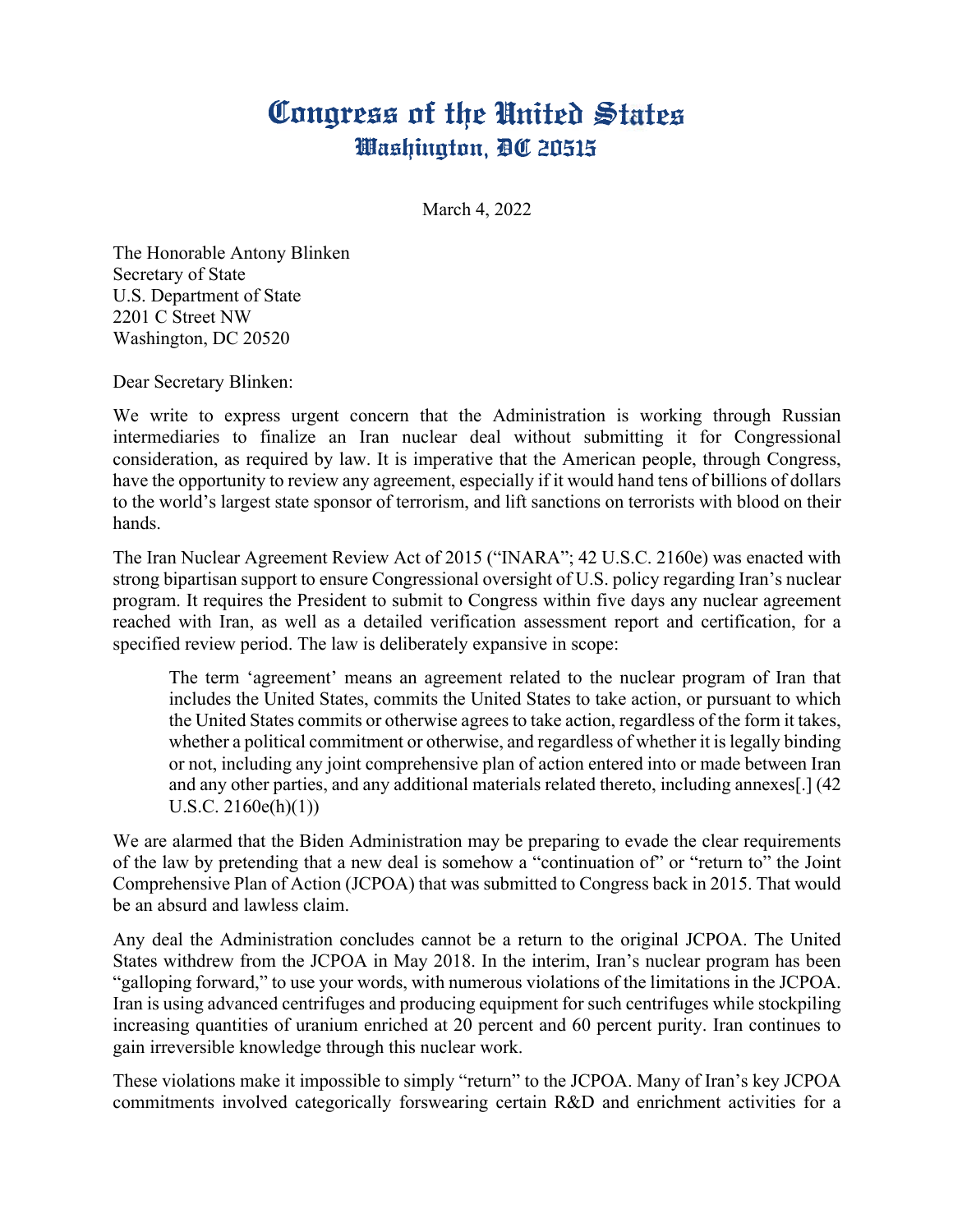# Congress of the United States
## Washington, DC 20515

March 4, 2022

The Honorable Antony Blinken
Secretary of State
U.S. Department of State
2201 C Street NW
Washington, DC 20520

Dear Secretary Blinken:

We write to express urgent concern that the Administration is working through Russian intermediaries to finalize an Iran nuclear deal without submitting it for Congressional consideration, as required by law. It is imperative that the American people, through Congress, have the opportunity to review any agreement, especially if it would hand tens of billions of dollars to the world's largest state sponsor of terrorism, and lift sanctions on terrorists with blood on their hands.

The Iran Nuclear Agreement Review Act of 2015 ("INARA"; 42 U.S.C. 2160e) was enacted with strong bipartisan support to ensure Congressional oversight of U.S. policy regarding Iran's nuclear program. It requires the President to submit to Congress within five days any nuclear agreement reached with Iran, as well as a detailed verification assessment report and certification, for a specified review period. The law is deliberately expansive in scope:

> The term 'agreement' means an agreement related to the nuclear program of Iran that includes the United States, commits the United States to take action, or pursuant to which the United States commits or otherwise agrees to take action, regardless of the form it takes, whether a political commitment or otherwise, and regardless of whether it is legally binding or not, including any joint comprehensive plan of action entered into or made between Iran and any other parties, and any additional materials related thereto, including annexes[.] (42 U.S.C. 2160e(h)(1))

We are alarmed that the Biden Administration may be preparing to evade the clear requirements of the law by pretending that a new deal is somehow a "continuation of" or "return to" the Joint Comprehensive Plan of Action (JCPOA) that was submitted to Congress back in 2015. That would be an absurd and lawless claim.

Any deal the Administration concludes cannot be a return to the original JCPOA. The United States withdrew from the JCPOA in May 2018. In the interim, Iran's nuclear program has been "galloping forward," to use your words, with numerous violations of the limitations in the JCPOA. Iran is using advanced centrifuges and producing equipment for such centrifuges while stockpiling increasing quantities of uranium enriched at 20 percent and 60 percent purity. Iran continues to gain irreversible knowledge through this nuclear work.

These violations make it impossible to simply "return" to the JCPOA. Many of Iran's key JCPOA commitments involved categorically forswearing certain R&D and enrichment activities for a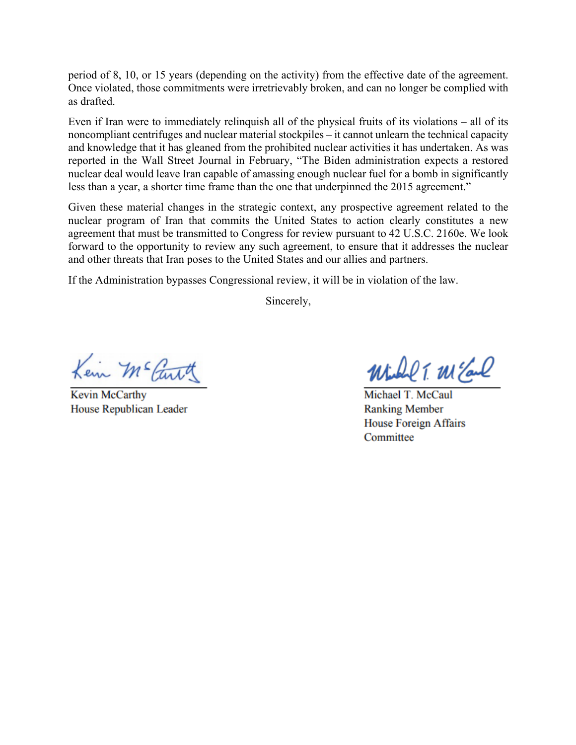period of 8, 10, or 15 years (depending on the activity) from the effective date of the agreement. Once violated, those commitments were irretrievably broken, and can no longer be complied with as drafted.

Even if Iran were to immediately relinquish all of the physical fruits of its violations – all of its noncompliant centrifuges and nuclear material stockpiles – it cannot unlearn the technical capacity and knowledge that it has gleaned from the prohibited nuclear activities it has undertaken. As was reported in the Wall Street Journal in February, "The Biden administration expects a restored nuclear deal would leave Iran capable of amassing enough nuclear fuel for a bomb in significantly less than a year, a shorter time frame than the one that underpinned the 2015 agreement."

Given these material changes in the strategic context, any prospective agreement related to the nuclear program of Iran that commits the United States to action clearly constitutes a new agreement that must be transmitted to Congress for review pursuant to 42 U.S.C. 2160e. We look forward to the opportunity to review any such agreement, to ensure that it addresses the nuclear and other threats that Iran poses to the United States and our allies and partners.

If the Administration bypasses Congressional review, it will be in violation of the law.

Sincerely,

Kevin McCarthy
House Republican Leader

Michael T. McCaul
Ranking Member
House Foreign Affairs
Committee